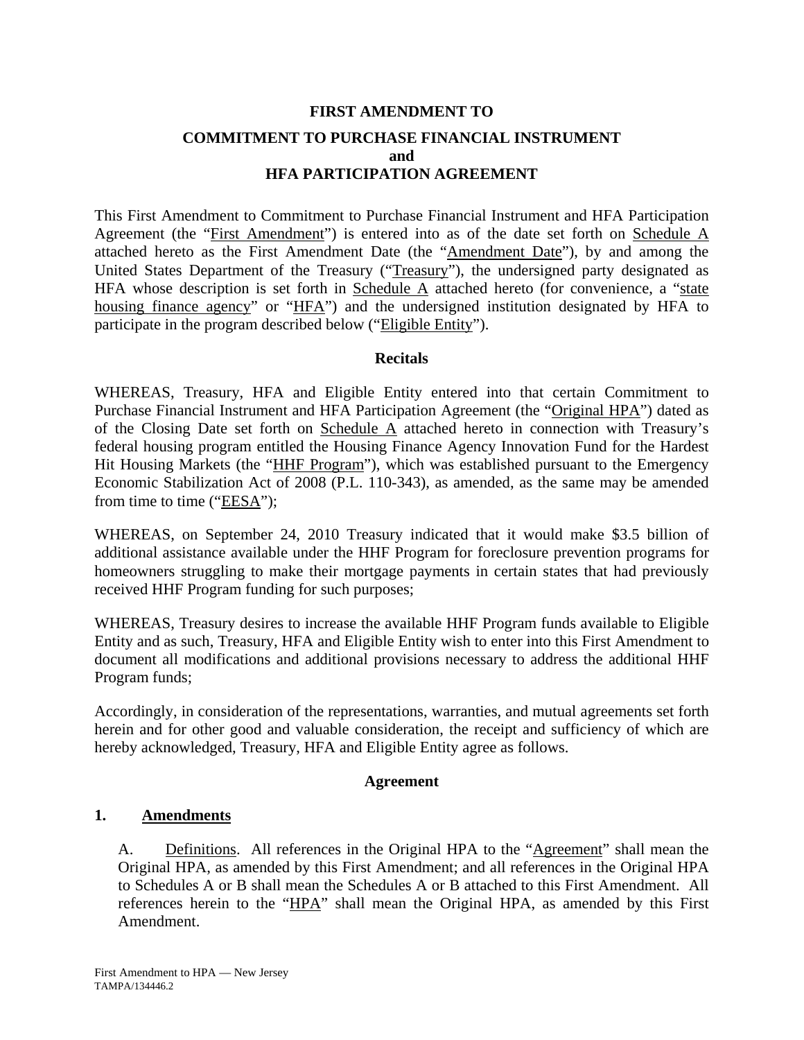**FIRST AMENDMENT TO**

**COMMITMENT TO PURCHASE FINANCIAL INSTRUMENT**
**and**
**HFA PARTICIPATION AGREEMENT**

This First Amendment to Commitment to Purchase Financial Instrument and HFA Participation Agreement (the "First Amendment") is entered into as of the date set forth on Schedule A attached hereto as the First Amendment Date (the "Amendment Date"), by and among the United States Department of the Treasury ("Treasury"), the undersigned party designated as HFA whose description is set forth in Schedule A attached hereto (for convenience, a "state housing finance agency" or "HFA") and the undersigned institution designated by HFA to participate in the program described below ("Eligible Entity").

**Recitals**

WHEREAS, Treasury, HFA and Eligible Entity entered into that certain Commitment to Purchase Financial Instrument and HFA Participation Agreement (the "Original HPA") dated as of the Closing Date set forth on Schedule A attached hereto in connection with Treasury's federal housing program entitled the Housing Finance Agency Innovation Fund for the Hardest Hit Housing Markets (the "HHF Program"), which was established pursuant to the Emergency Economic Stabilization Act of 2008 (P.L. 110-343), as amended, as the same may be amended from time to time ("EESA");

WHEREAS, on September 24, 2010 Treasury indicated that it would make $3.5 billion of additional assistance available under the HHF Program for foreclosure prevention programs for homeowners struggling to make their mortgage payments in certain states that had previously received HHF Program funding for such purposes;

WHEREAS, Treasury desires to increase the available HHF Program funds available to Eligible Entity and as such, Treasury, HFA and Eligible Entity wish to enter into this First Amendment to document all modifications and additional provisions necessary to address the additional HHF Program funds;

Accordingly, in consideration of the representations, warranties, and mutual agreements set forth herein and for other good and valuable consideration, the receipt and sufficiency of which are hereby acknowledged, Treasury, HFA and Eligible Entity agree as follows.

**Agreement**

**1. Amendments**

A. Definitions. All references in the Original HPA to the "Agreement" shall mean the Original HPA, as amended by this First Amendment; and all references in the Original HPA to Schedules A or B shall mean the Schedules A or B attached to this First Amendment. All references herein to the "HPA" shall mean the Original HPA, as amended by this First Amendment.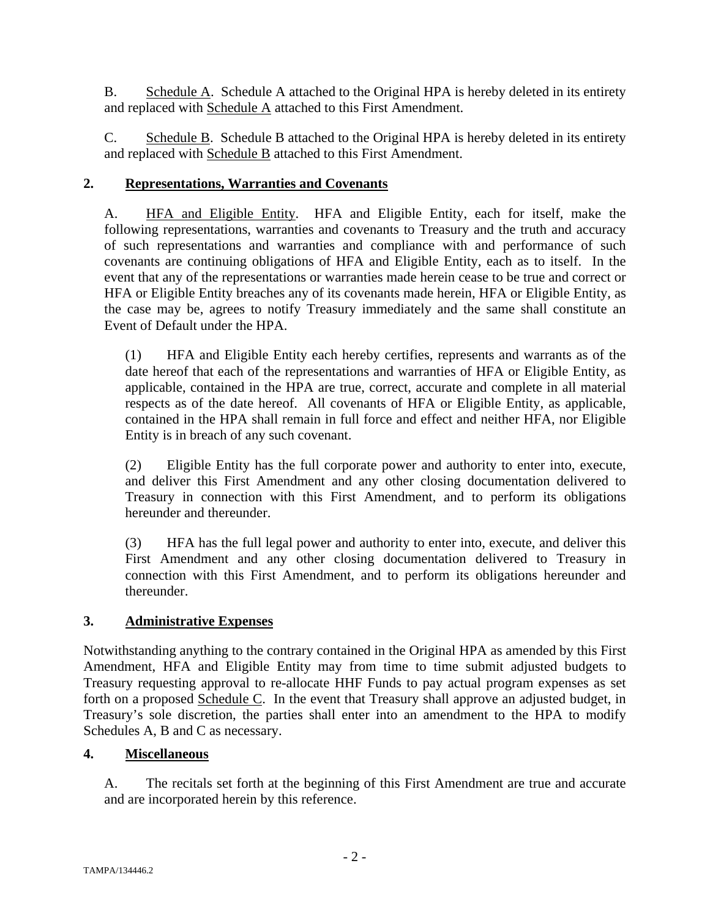B. Schedule A. Schedule A attached to the Original HPA is hereby deleted in its entirety and replaced with Schedule A attached to this First Amendment.

C. Schedule B. Schedule B attached to the Original HPA is hereby deleted in its entirety and replaced with Schedule B attached to this First Amendment.

## 2. Representations, Warranties and Covenants

A. HFA and Eligible Entity. HFA and Eligible Entity, each for itself, make the following representations, warranties and covenants to Treasury and the truth and accuracy of such representations and warranties and compliance with and performance of such covenants are continuing obligations of HFA and Eligible Entity, each as to itself. In the event that any of the representations or warranties made herein cease to be true and correct or HFA or Eligible Entity breaches any of its covenants made herein, HFA or Eligible Entity, as the case may be, agrees to notify Treasury immediately and the same shall constitute an Event of Default under the HPA.

(1) HFA and Eligible Entity each hereby certifies, represents and warrants as of the date hereof that each of the representations and warranties of HFA or Eligible Entity, as applicable, contained in the HPA are true, correct, accurate and complete in all material respects as of the date hereof. All covenants of HFA or Eligible Entity, as applicable, contained in the HPA shall remain in full force and effect and neither HFA, nor Eligible Entity is in breach of any such covenant.

(2) Eligible Entity has the full corporate power and authority to enter into, execute, and deliver this First Amendment and any other closing documentation delivered to Treasury in connection with this First Amendment, and to perform its obligations hereunder and thereunder.

(3) HFA has the full legal power and authority to enter into, execute, and deliver this First Amendment and any other closing documentation delivered to Treasury in connection with this First Amendment, and to perform its obligations hereunder and thereunder.

## 3. Administrative Expenses

Notwithstanding anything to the contrary contained in the Original HPA as amended by this First Amendment, HFA and Eligible Entity may from time to time submit adjusted budgets to Treasury requesting approval to re-allocate HHF Funds to pay actual program expenses as set forth on a proposed Schedule C. In the event that Treasury shall approve an adjusted budget, in Treasury's sole discretion, the parties shall enter into an amendment to the HPA to modify Schedules A, B and C as necessary.

## 4. Miscellaneous

A. The recitals set forth at the beginning of this First Amendment are true and accurate and are incorporated herein by this reference.

TAMPA/134446.2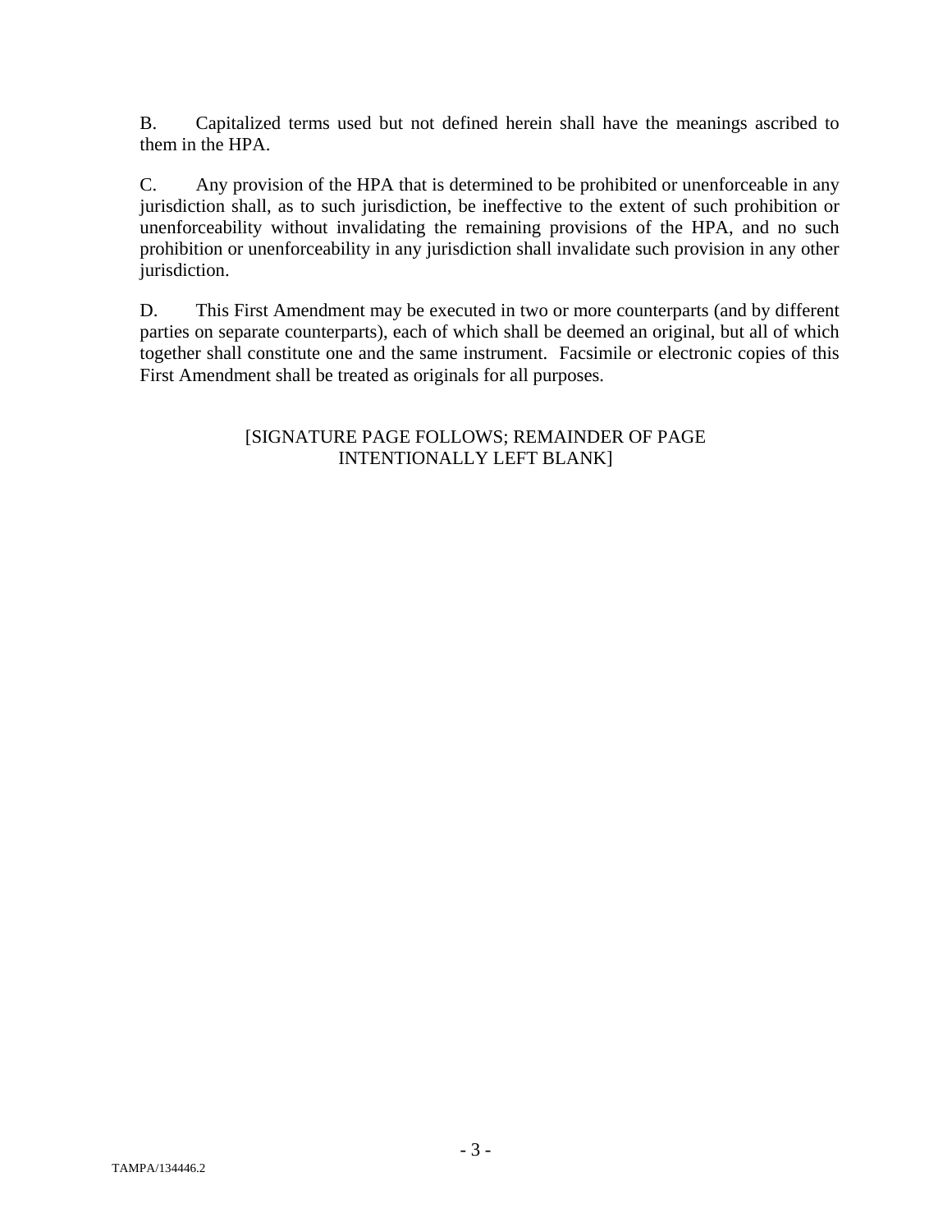B. Capitalized terms used but not defined herein shall have the meanings ascribed to them in the HPA.

C. Any provision of the HPA that is determined to be prohibited or unenforceable in any jurisdiction shall, as to such jurisdiction, be ineffective to the extent of such prohibition or unenforceability without invalidating the remaining provisions of the HPA, and no such prohibition or unenforceability in any jurisdiction shall invalidate such provision in any other jurisdiction.

D. This First Amendment may be executed in two or more counterparts (and by different parties on separate counterparts), each of which shall be deemed an original, but all of which together shall constitute one and the same instrument. Facsimile or electronic copies of this First Amendment shall be treated as originals for all purposes.

[SIGNATURE PAGE FOLLOWS; REMAINDER OF PAGE INTENTIONALLY LEFT BLANK]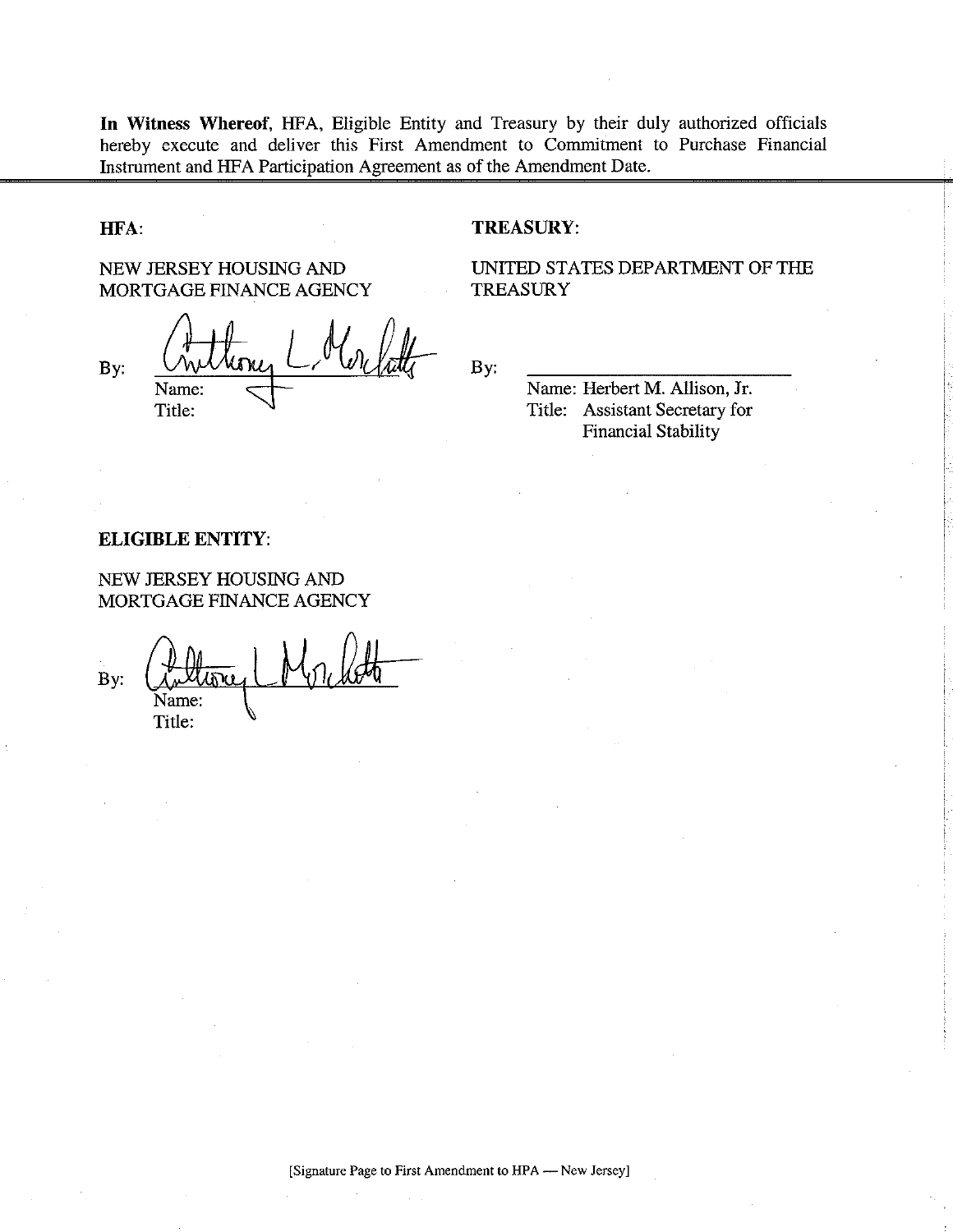**In Witness Whereof**, HFA, Eligible Entity and Treasury by their duly authorized officials hereby execute and deliver this First Amendment to Commitment to Purchase Financial Instrument and HFA Participation Agreement as of the Amendment Date.

**HFA**:

NEW JERSEY HOUSING AND MORTGAGE FINANCE AGENCY

By: Anthony L. Marchetta
Name:
Title:

**TREASURY**:

UNITED STATES DEPARTMENT OF THE TREASURY

By: ______________________
Name: Herbert M. Allison, Jr.
Title: Assistant Secretary for Financial Stability

**ELIGIBLE ENTITY**:

NEW JERSEY HOUSING AND MORTGAGE FINANCE AGENCY

By: Anthony L. Marchetta
Name:
Title:

[Signature Page to First Amendment to HPA — New Jersey]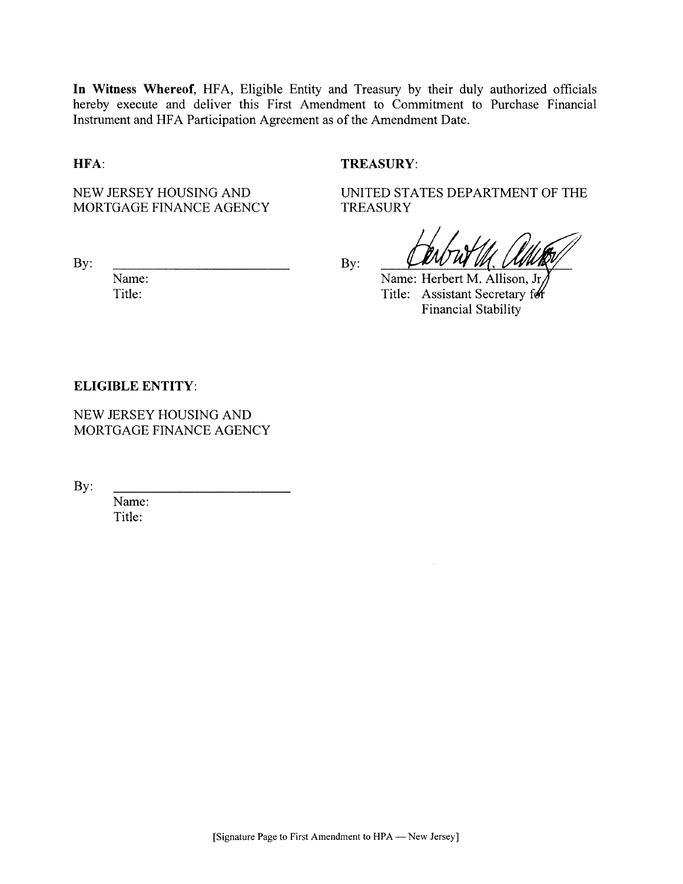**In Witness Whereof**, HFA, Eligible Entity and Treasury by their duly authorized officials hereby execute and deliver this First Amendment to Commitment to Purchase Financial Instrument and HFA Participation Agreement as of the Amendment Date.

**HFA**:

NEW JERSEY HOUSING AND MORTGAGE FINANCE AGENCY

By: \_\_\_\_\_\_\_\_\_\_\_\_\_\_\_\_\_\_\_\_\_\_\_\_\_\_

Name:

Title:

**TREASURY**:

UNITED STATES DEPARTMENT OF THE TREASURY

By: \_\_\_\_\_\_\_\_\_\_\_\_\_\_\_\_\_\_\_\_\_\_\_\_\_\_

Name: Herbert M. Allison, Jr.

Title: Assistant Secretary for Financial Stability

**ELIGIBLE ENTITY**:

NEW JERSEY HOUSING AND MORTGAGE FINANCE AGENCY

By: \_\_\_\_\_\_\_\_\_\_\_\_\_\_\_\_\_\_\_\_\_\_\_\_\_\_

Name:

Title:

[Signature Page to First Amendment to HPA — New Jersey]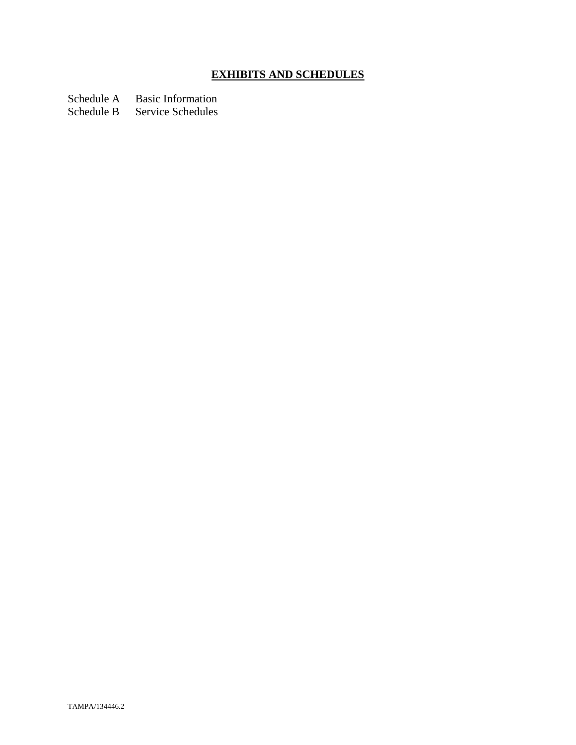## EXHIBITS AND SCHEDULES

| | |
|---|---|
| Schedule A | Basic Information |
| Schedule B | Service Schedules |

TAMPA/134446.2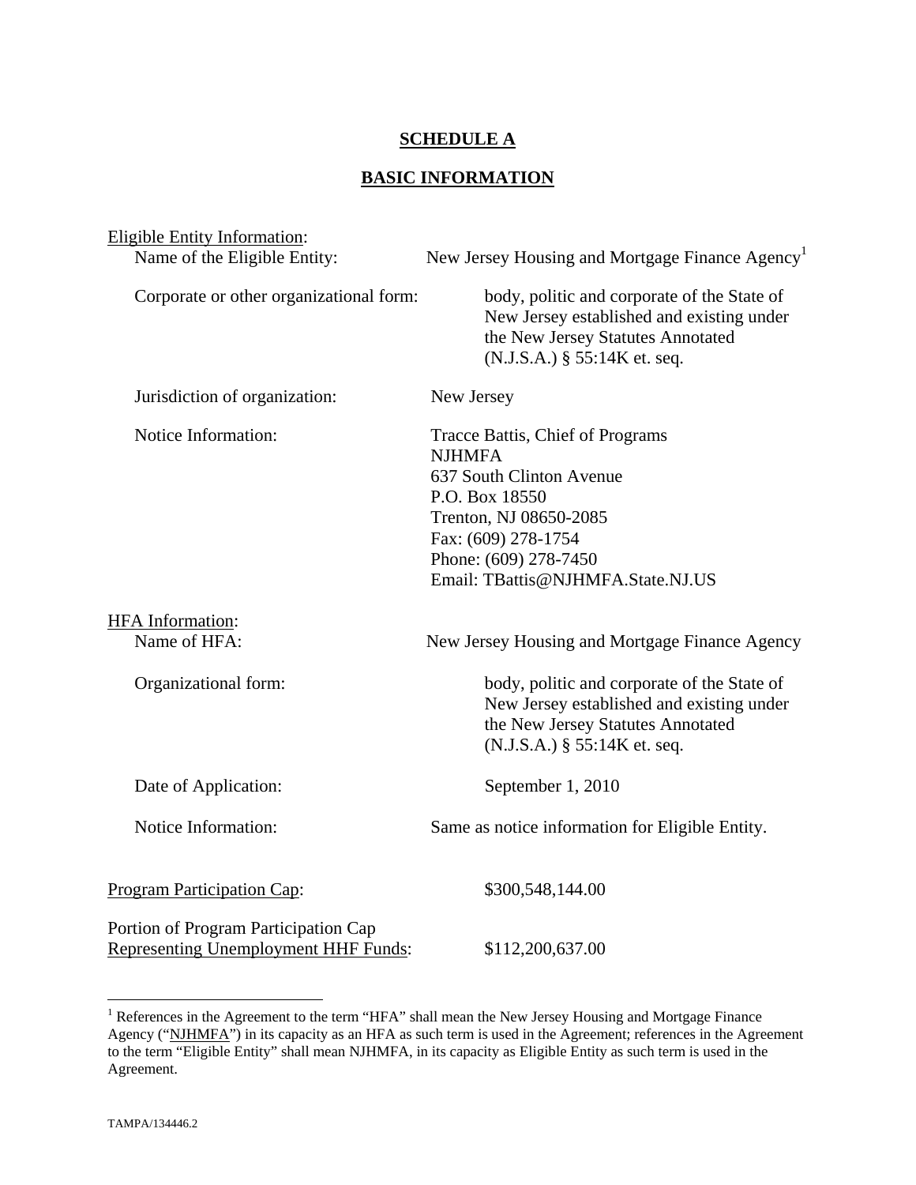# SCHEDULE A

## BASIC INFORMATION

Eligible Entity Information:

Name of the Eligible Entity: New Jersey Housing and Mortgage Finance Agency[1]

Corporate or other organizational form: body, politic and corporate of the State of New Jersey established and existing under the New Jersey Statutes Annotated (N.J.S.A.) § 55:14K et. seq.

Jurisdiction of organization: New Jersey

Notice Information:
Tracce Battis, Chief of Programs
NJHMFA
637 South Clinton Avenue
P.O. Box 18550
Trenton, NJ 08650-2085
Fax: (609) 278-1754
Phone: (609) 278-7450
Email: TBattis@NJHMFA.State.NJ.US

HFA Information:

Name of HFA: New Jersey Housing and Mortgage Finance Agency

Organizational form: body, politic and corporate of the State of New Jersey established and existing under the New Jersey Statutes Annotated (N.J.S.A.) § 55:14K et. seq.

Date of Application: September 1, 2010

Notice Information: Same as notice information for Eligible Entity.

Program Participation Cap: $300,548,144.00

Portion of Program Participation Cap Representing Unemployment HHF Funds: $112,200,637.00

---

[1] References in the Agreement to the term "HFA" shall mean the New Jersey Housing and Mortgage Finance Agency ("NJHMFA") in its capacity as an HFA as such term is used in the Agreement; references in the Agreement to the term "Eligible Entity" shall mean NJHMFA, in its capacity as Eligible Entity as such term is used in the Agreement.

TAMPA/134446.2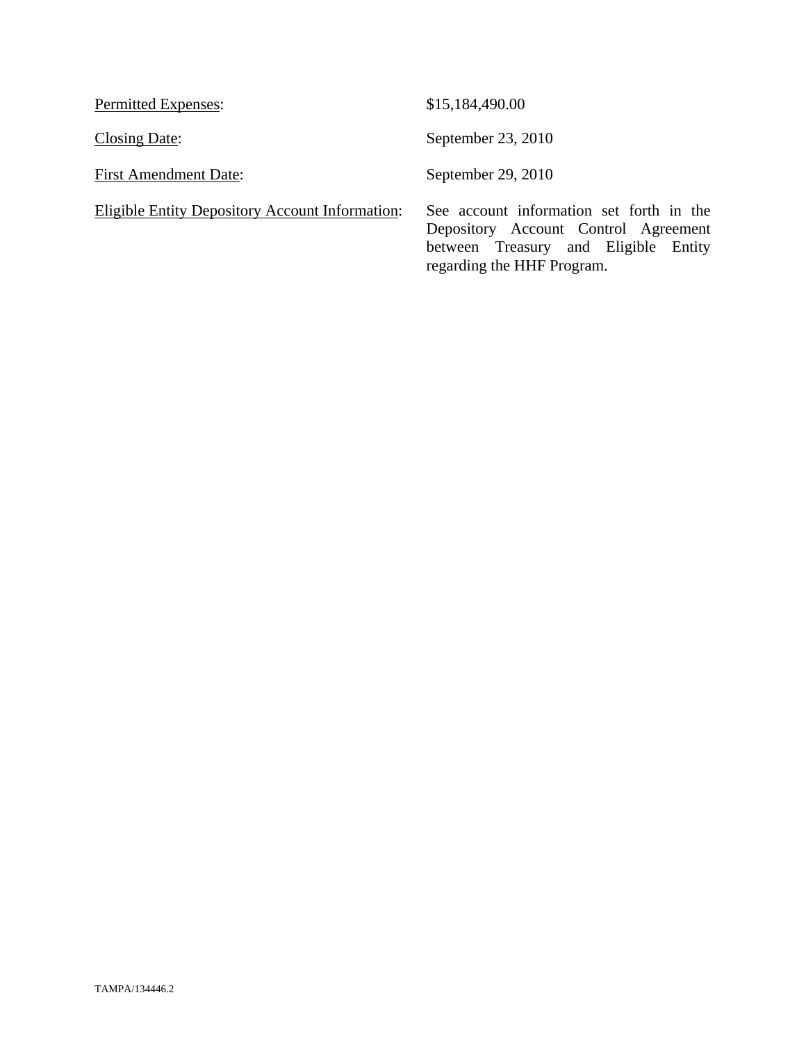| | |
|---|---|
| Permitted Expenses: | $15,184,490.00 |
| Closing Date: | September 23, 2010 |
| First Amendment Date: | September 29, 2010 |
| Eligible Entity Depository Account Information: | See account information set forth in the Depository Account Control Agreement between Treasury and Eligible Entity regarding the HHF Program. |

TAMPA/134446.2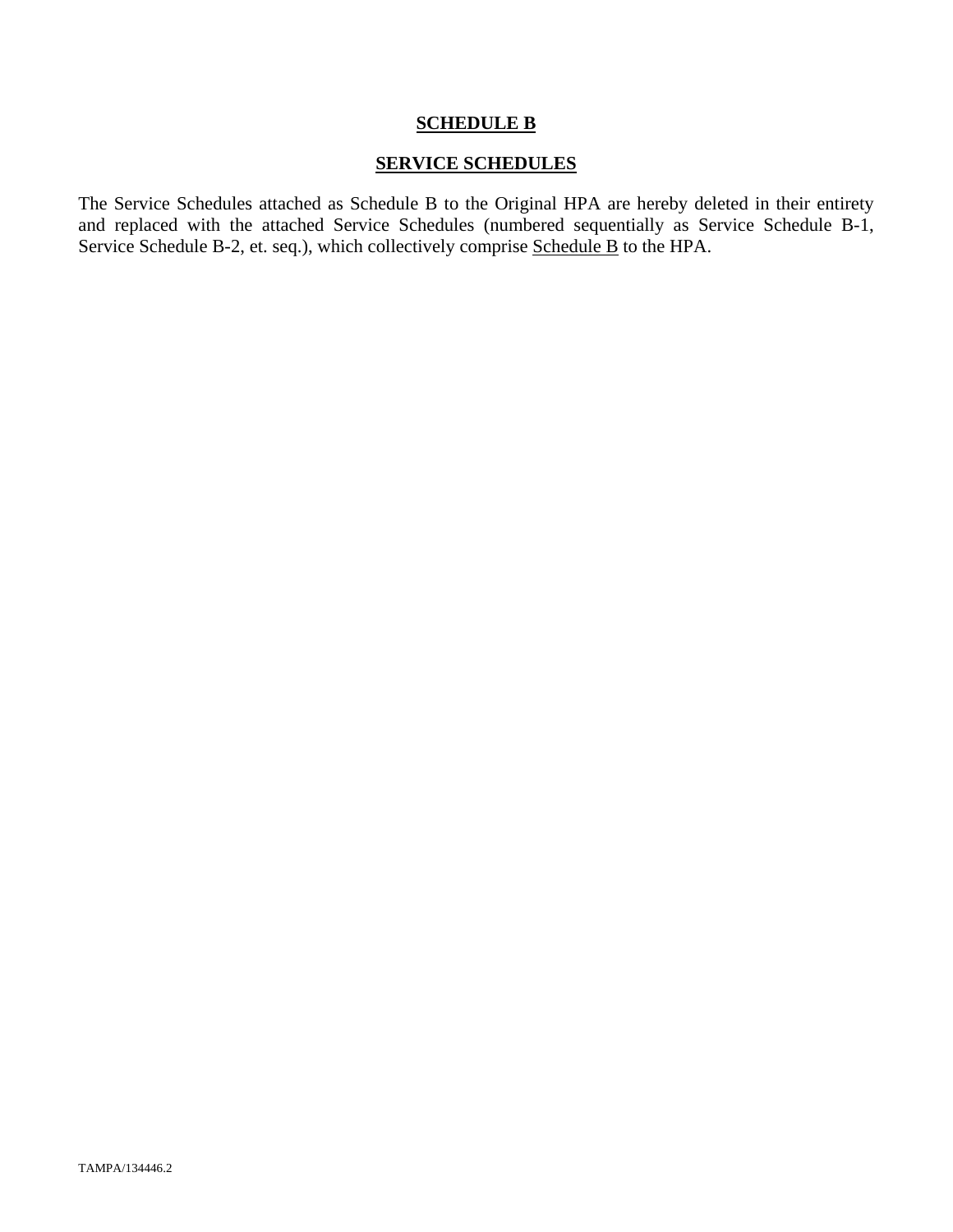**SCHEDULE B**

**SERVICE SCHEDULES**

The Service Schedules attached as Schedule B to the Original HPA are hereby deleted in their entirety and replaced with the attached Service Schedules (numbered sequentially as Service Schedule B-1, Service Schedule B-2, et. seq.), which collectively comprise Schedule B to the HPA.

TAMPA/134446.2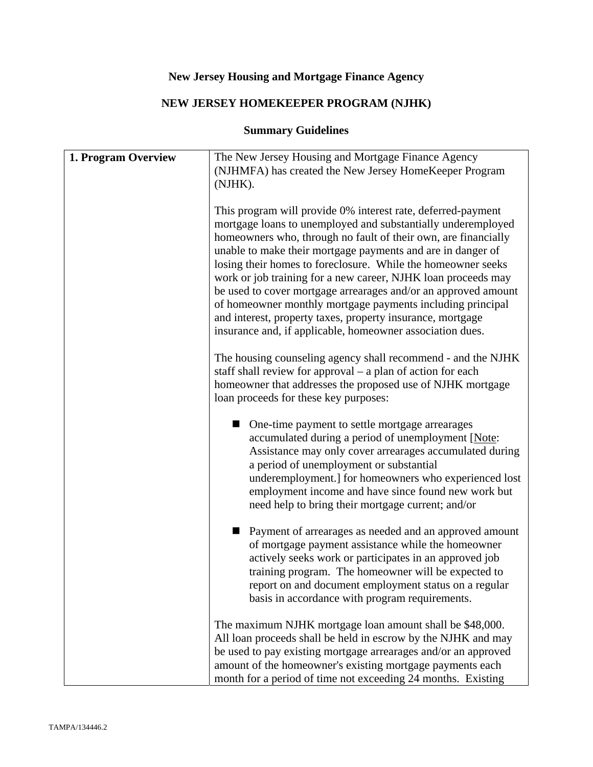**New Jersey Housing and Mortgage Finance Agency**

**NEW JERSEY HOMEKEEPER PROGRAM (NJHK)**

**Summary Guidelines**

| **1. Program Overview** | The New Jersey Housing and Mortgage Finance Agency (NJHMFA) has created the New Jersey HomeKeeper Program (NJHK).<br><br>This program will provide 0% interest rate, deferred-payment mortgage loans to unemployed and substantially underemployed homeowners who, through no fault of their own, are financially unable to make their mortgage payments and are in danger of losing their homes to foreclosure. While the homeowner seeks work or job training for a new career, NJHK loan proceeds may be used to cover mortgage arrearages and/or an approved amount of homeowner monthly mortgage payments including principal and interest, property taxes, property insurance, mortgage insurance and, if applicable, homeowner association dues.<br><br>The housing counseling agency shall recommend - and the NJHK staff shall review for approval – a plan of action for each homeowner that addresses the proposed use of NJHK mortgage loan proceeds for these key purposes:<br><br>■ One-time payment to settle mortgage arrearages accumulated during a period of unemployment [Note: Assistance may only cover arrearages accumulated during a period of unemployment or substantial underemployment.] for homeowners who experienced lost employment income and have since found new work but need help to bring their mortgage current; and/or<br><br>■ Payment of arrearages as needed and an approved amount of mortgage payment assistance while the homeowner actively seeks work or participates in an approved job training program. The homeowner will be expected to report on and document employment status on a regular basis in accordance with program requirements.<br><br>The maximum NJHK mortgage loan amount shall be $48,000. All loan proceeds shall be held in escrow by the NJHK and may be used to pay existing mortgage arrearages and/or an approved amount of the homeowner's existing mortgage payments each month for a period of time not exceeding 24 months. Existing |
|---|---|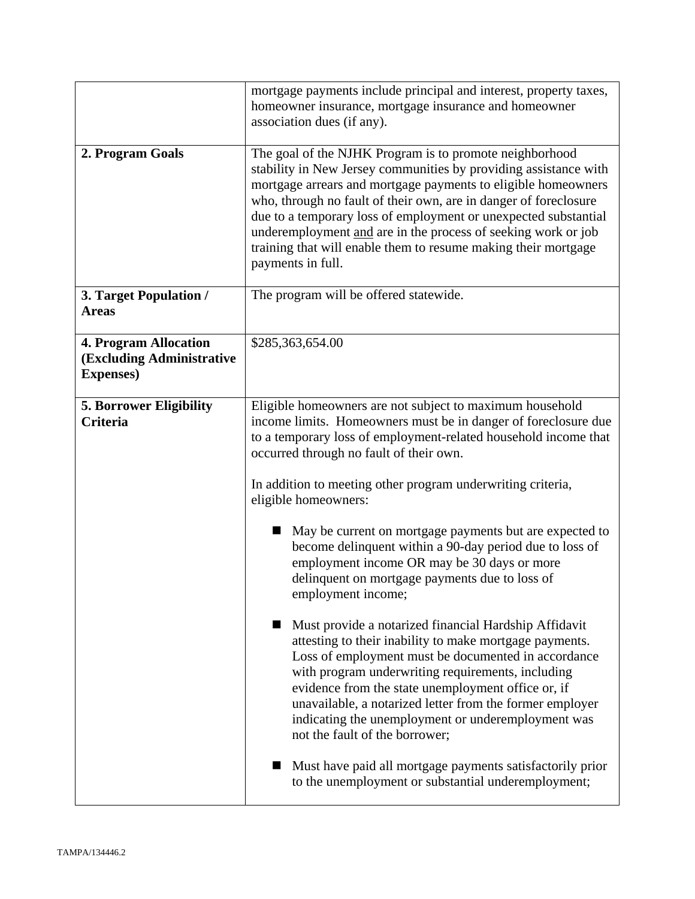| | |
|---|---|
| | mortgage payments include principal and interest, property taxes, homeowner insurance, mortgage insurance and homeowner association dues (if any). |
| **2. Program Goals** | The goal of the NJHK Program is to promote neighborhood stability in New Jersey communities by providing assistance with mortgage arrears and mortgage payments to eligible homeowners who, through no fault of their own, are in danger of foreclosure due to a temporary loss of employment or unexpected substantial underemployment <u>and</u> are in the process of seeking work or job training that will enable them to resume making their mortgage payments in full. |
| **3. Target Population / Areas** | The program will be offered statewide. |
| **4. Program Allocation (Excluding Administrative Expenses)** | $285,363,654.00 |
| **5. Borrower Eligibility Criteria** | Eligible homeowners are not subject to maximum household income limits. Homeowners must be in danger of foreclosure due to a temporary loss of employment-related household income that occurred through no fault of their own.<br><br>In addition to meeting other program underwriting criteria, eligible homeowners:<br><br>■ May be current on mortgage payments but are expected to become delinquent within a 90-day period due to loss of employment income OR may be 30 days or more delinquent on mortgage payments due to loss of employment income;<br><br>■ Must provide a notarized financial Hardship Affidavit attesting to their inability to make mortgage payments. Loss of employment must be documented in accordance with program underwriting requirements, including evidence from the state unemployment office or, if unavailable, a notarized letter from the former employer indicating the unemployment or underemployment was not the fault of the borrower;<br><br>■ Must have paid all mortgage payments satisfactorily prior to the unemployment or substantial underemployment; |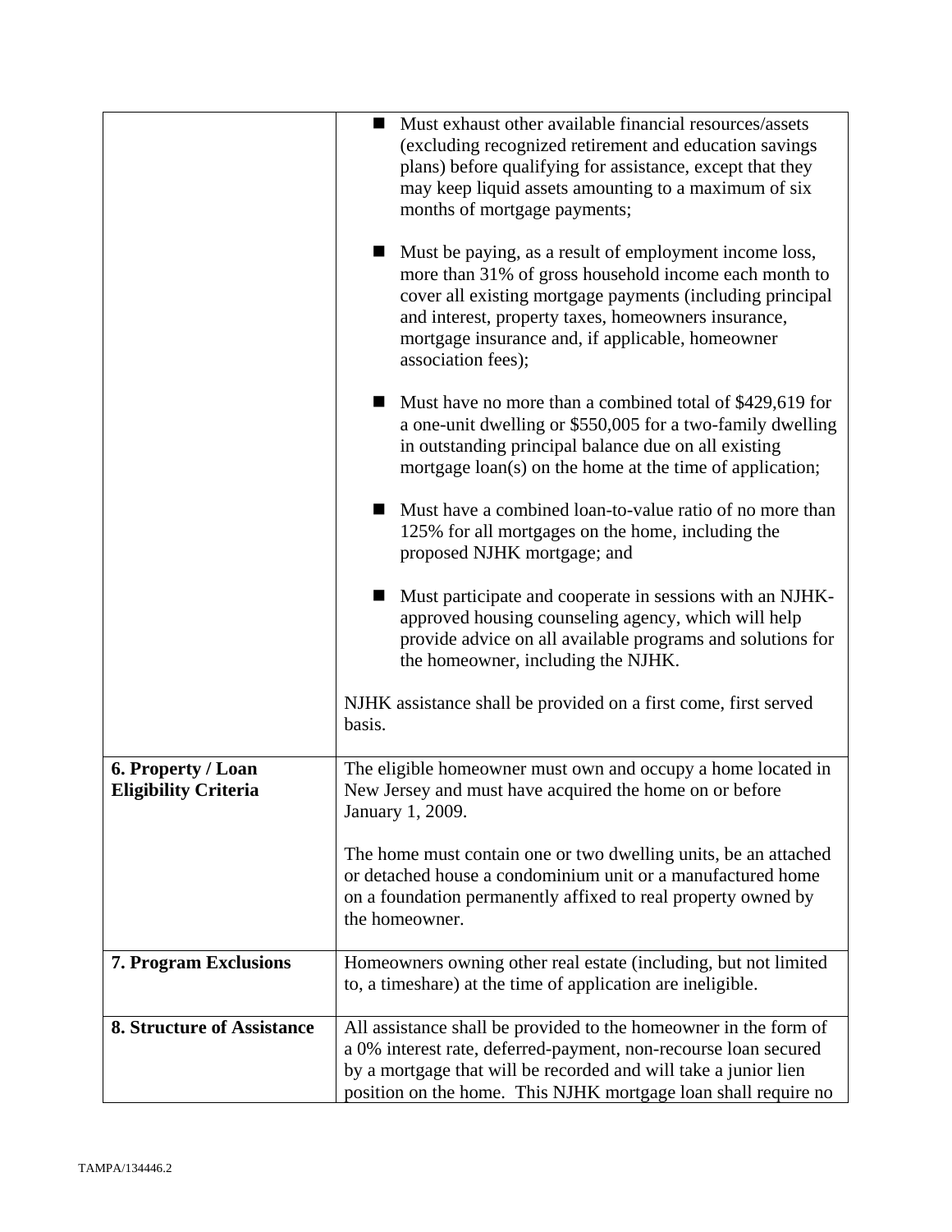| | |
|---|---|
| | ■ Must exhaust other available financial resources/assets (excluding recognized retirement and education savings plans) before qualifying for assistance, except that they may keep liquid assets amounting to a maximum of six months of mortgage payments;<br><br>■ Must be paying, as a result of employment income loss, more than 31% of gross household income each month to cover all existing mortgage payments (including principal and interest, property taxes, homeowners insurance, mortgage insurance and, if applicable, homeowner association fees);<br><br>■ Must have no more than a combined total of $429,619 for a one-unit dwelling or $550,005 for a two-family dwelling in outstanding principal balance due on all existing mortgage loan(s) on the home at the time of application;<br><br>■ Must have a combined loan-to-value ratio of no more than 125% for all mortgages on the home, including the proposed NJHK mortgage; and<br><br>■ Must participate and cooperate in sessions with an NJHK-approved housing counseling agency, which will help provide advice on all available programs and solutions for the homeowner, including the NJHK.<br><br>NJHK assistance shall be provided on a first come, first served basis. |
| **6. Property / Loan Eligibility Criteria** | The eligible homeowner must own and occupy a home located in New Jersey and must have acquired the home on or before January 1, 2009.<br><br>The home must contain one or two dwelling units, be an attached or detached house a condominium unit or a manufactured home on a foundation permanently affixed to real property owned by the homeowner. |
| **7. Program Exclusions** | Homeowners owning other real estate (including, but not limited to, a timeshare) at the time of application are ineligible. |
| **8. Structure of Assistance** | All assistance shall be provided to the homeowner in the form of a 0% interest rate, deferred-payment, non-recourse loan secured by a mortgage that will be recorded and will take a junior lien position on the home. This NJHK mortgage loan shall require no |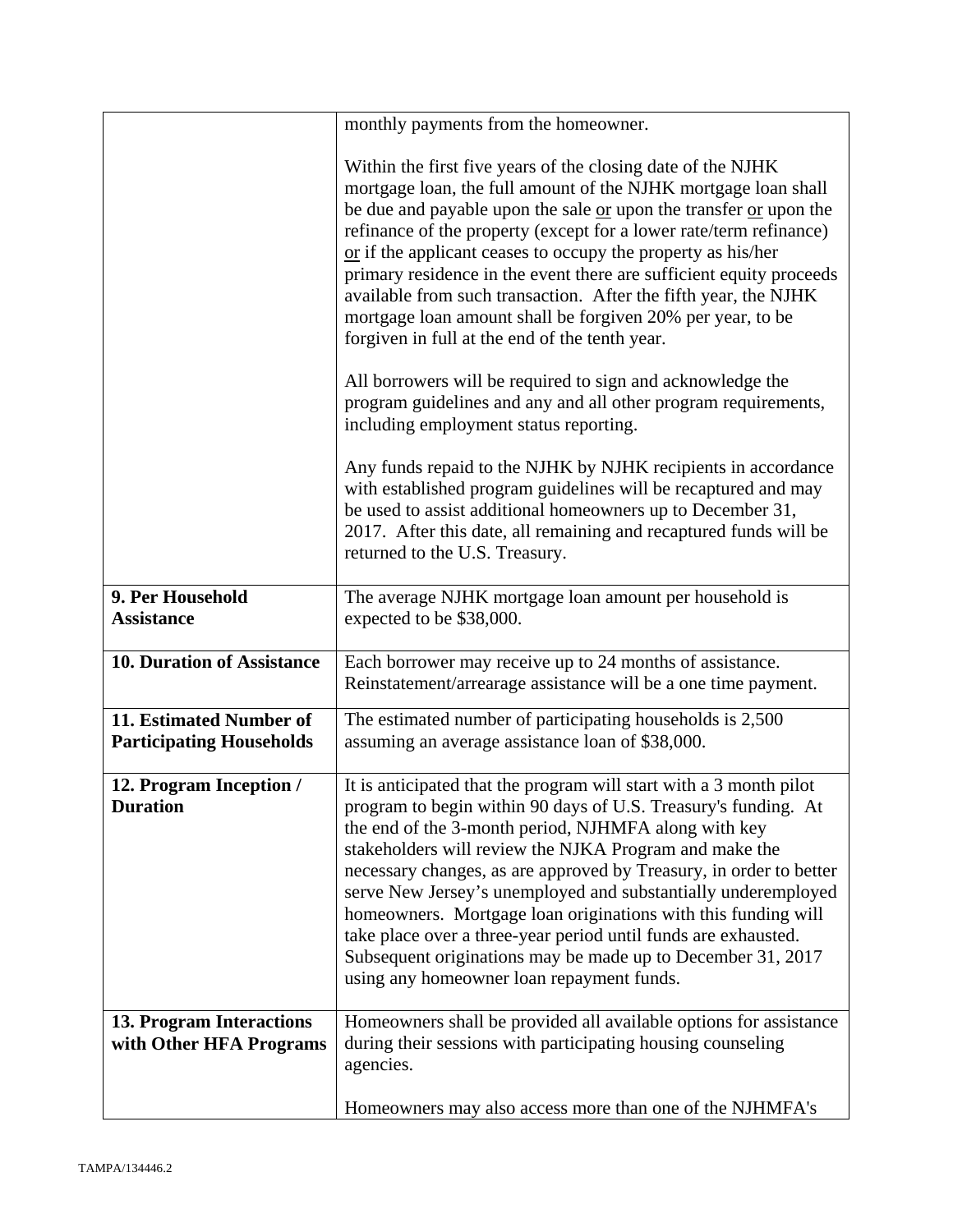| | |
|---|---|
| | monthly payments from the homeowner.<br><br>Within the first five years of the closing date of the NJHK mortgage loan, the full amount of the NJHK mortgage loan shall be due and payable upon the sale <u>or</u> upon the transfer <u>or</u> upon the refinance of the property (except for a lower rate/term refinance) <u>or</u> if the applicant ceases to occupy the property as his/her primary residence in the event there are sufficient equity proceeds available from such transaction. After the fifth year, the NJHK mortgage loan amount shall be forgiven 20% per year, to be forgiven in full at the end of the tenth year.<br><br>All borrowers will be required to sign and acknowledge the program guidelines and any and all other program requirements, including employment status reporting.<br><br>Any funds repaid to the NJHK by NJHK recipients in accordance with established program guidelines will be recaptured and may be used to assist additional homeowners up to December 31, 2017. After this date, all remaining and recaptured funds will be returned to the U.S. Treasury. |
| **9. Per Household Assistance** | The average NJHK mortgage loan amount per household is expected to be $38,000. |
| **10. Duration of Assistance** | Each borrower may receive up to 24 months of assistance. Reinstatement/arrearage assistance will be a one time payment. |
| **11. Estimated Number of Participating Households** | The estimated number of participating households is 2,500 assuming an average assistance loan of $38,000. |
| **12. Program Inception / Duration** | It is anticipated that the program will start with a 3 month pilot program to begin within 90 days of U.S. Treasury's funding. At the end of the 3-month period, NJHMFA along with key stakeholders will review the NJKA Program and make the necessary changes, as are approved by Treasury, in order to better serve New Jersey's unemployed and substantially underemployed homeowners. Mortgage loan originations with this funding will take place over a three-year period until funds are exhausted. Subsequent originations may be made up to December 31, 2017 using any homeowner loan repayment funds. |
| **13. Program Interactions with Other HFA Programs** | Homeowners shall be provided all available options for assistance during their sessions with participating housing counseling agencies.<br><br>Homeowners may also access more than one of the NJHMFA's |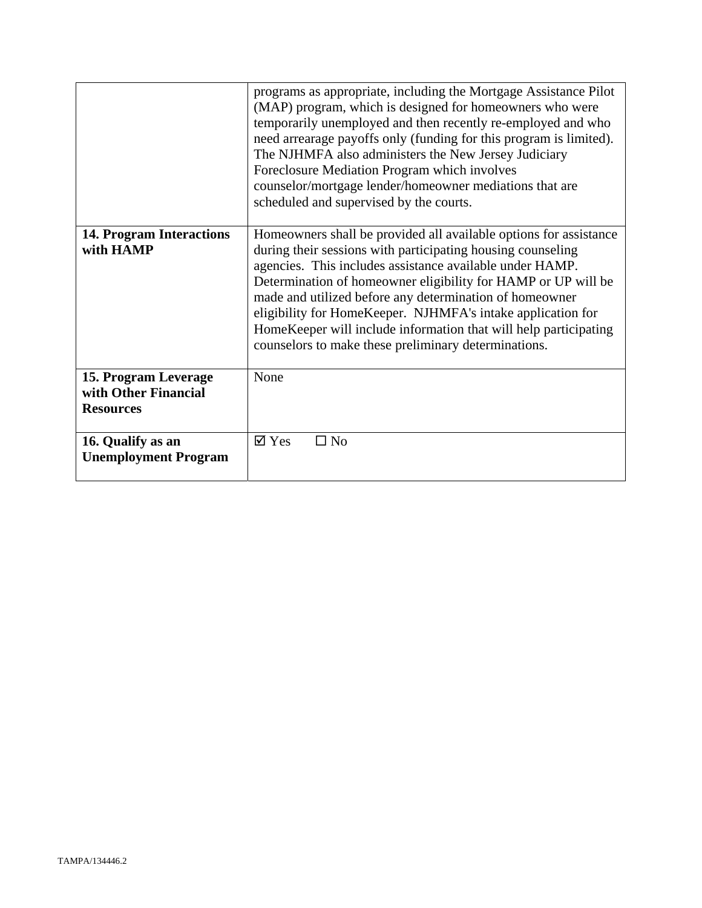| | |
|---|---|
| | programs as appropriate, including the Mortgage Assistance Pilot (MAP) program, which is designed for homeowners who were temporarily unemployed and then recently re-employed and who need arrearage payoffs only (funding for this program is limited). The NJHMFA also administers the New Jersey Judiciary Foreclosure Mediation Program which involves counselor/mortgage lender/homeowner mediations that are scheduled and supervised by the courts. |
| **14. Program Interactions with HAMP** | Homeowners shall be provided all available options for assistance during their sessions with participating housing counseling agencies. This includes assistance available under HAMP. Determination of homeowner eligibility for HAMP or UP will be made and utilized before any determination of homeowner eligibility for HomeKeeper. NJHMFA's intake application for HomeKeeper will include information that will help participating counselors to make these preliminary determinations. |
| **15. Program Leverage with Other Financial Resources** | None |
| **16. Qualify as an Unemployment Program** | ☑ Yes ☐ No |

TAMPA/134446.2